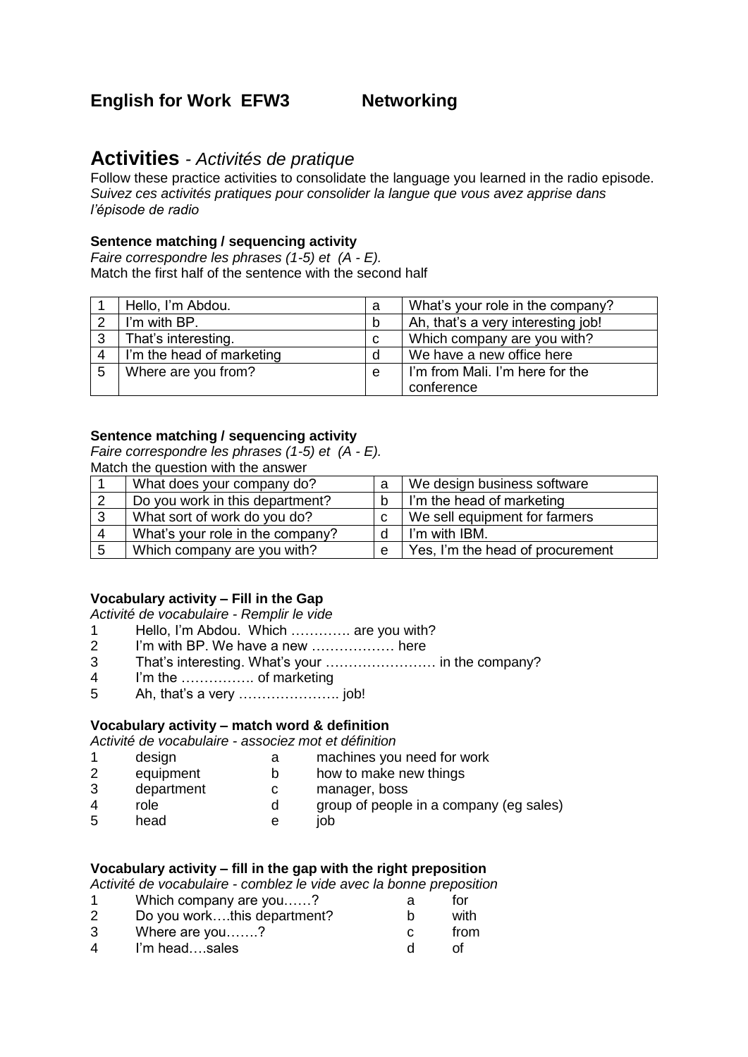# English for Work EFW3 Networking

## Activities - *Activités de pratique*

Follow these practice activities to consolidate the language you learned in the radio episode.
*Suivez ces activités pratiques pour consolider la langue que vous avez apprise dans l'épisode de radio*

### Sentence matching / sequencing activity

*Faire correspondre les phrases (1-5) et (A - E).*
Match the first half of the sentence with the second half

| | | | |
|---|---|---|---|
| 1 | Hello, I'm Abdou. | a | What's your role in the company? |
| 2 | I'm with BP. | b | Ah, that's a very interesting job! |
| 3 | That's interesting. | c | Which company are you with? |
| 4 | I'm the head of marketing | d | We have a new office here |
| 5 | Where are you from? | e | I'm from Mali. I'm here for the conference |

### Sentence matching / sequencing activity

*Faire correspondre les phrases (1-5) et (A - E).*
Match the question with the answer

| | | | |
|---|---|---|---|
| 1 | What does your company do? | a | We design business software |
| 2 | Do you work in this department? | b | I'm the head of marketing |
| 3 | What sort of work do you do? | c | We sell equipment for farmers |
| 4 | What's your role in the company? | d | I'm with IBM. |
| 5 | Which company are you with? | e | Yes, I'm the head of procurement |

### Vocabulary activity – Fill in the Gap

*Activité de vocabulaire - Remplir le vide*

1. Hello, I'm Abdou. Which …………. are you with?
2. I'm with BP. We have a new ……………… here
3. That's interesting. What's your …………………… in the company?
4. I'm the ……………. of marketing
5. Ah, that's a very …………………. job!

### Vocabulary activity – match word & definition

*Activité de vocabulaire - associez mot et définition*

| | | | |
|---|---|---|---|
| 1 | design | a | machines you need for work |
| 2 | equipment | b | how to make new things |
| 3 | department | c | manager, boss |
| 4 | role | d | group of people in a company (eg sales) |
| 5 | head | e | job |

### Vocabulary activity – fill in the gap with the right preposition

*Activité de vocabulaire - comblez le vide avec la bonne preposition*

| | | | |
|---|---|---|---|
| 1 | Which company are you……? | a | for |
| 2 | Do you work….this department? | b | with |
| 3 | Where are you…….? | c | from |
| 4 | I'm head….sales | d | of |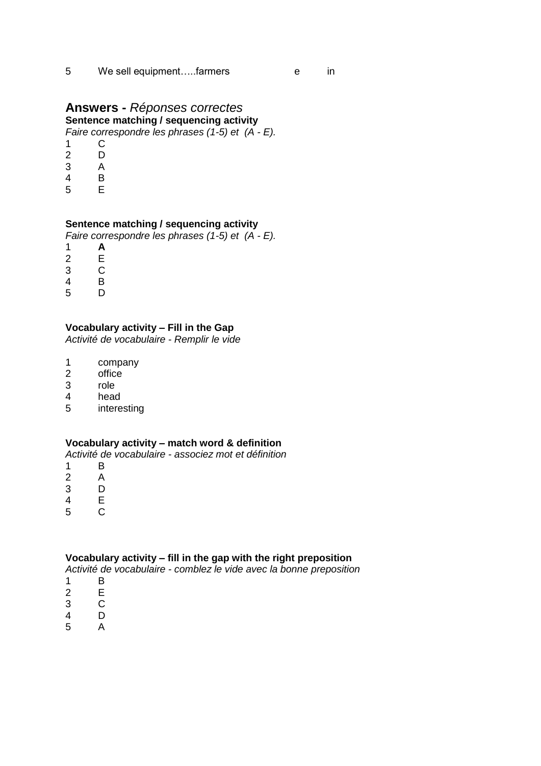5 We sell equipment…..farmers e in

## Answers - *Réponses correctes*

**Sentence matching / sequencing activity**

*Faire correspondre les phrases (1-5) et (A - E).*

1 C
2 D
3 A
4 B
5 E

**Sentence matching / sequencing activity**

*Faire correspondre les phrases (1-5) et (A - E).*

1 **A**
2 E
3 C
4 B
5 D

**Vocabulary activity – Fill in the Gap**

*Activité de vocabulaire - Remplir le vide*

1 company
2 office
3 role
4 head
5 interesting

**Vocabulary activity – match word & definition**

*Activité de vocabulaire - associez mot et définition*

1 B
2 A
3 D
4 E
5 C

**Vocabulary activity – fill in the gap with the right preposition**

*Activité de vocabulaire - comblez le vide avec la bonne preposition*

1 B
2 E
3 C
4 D
5 A